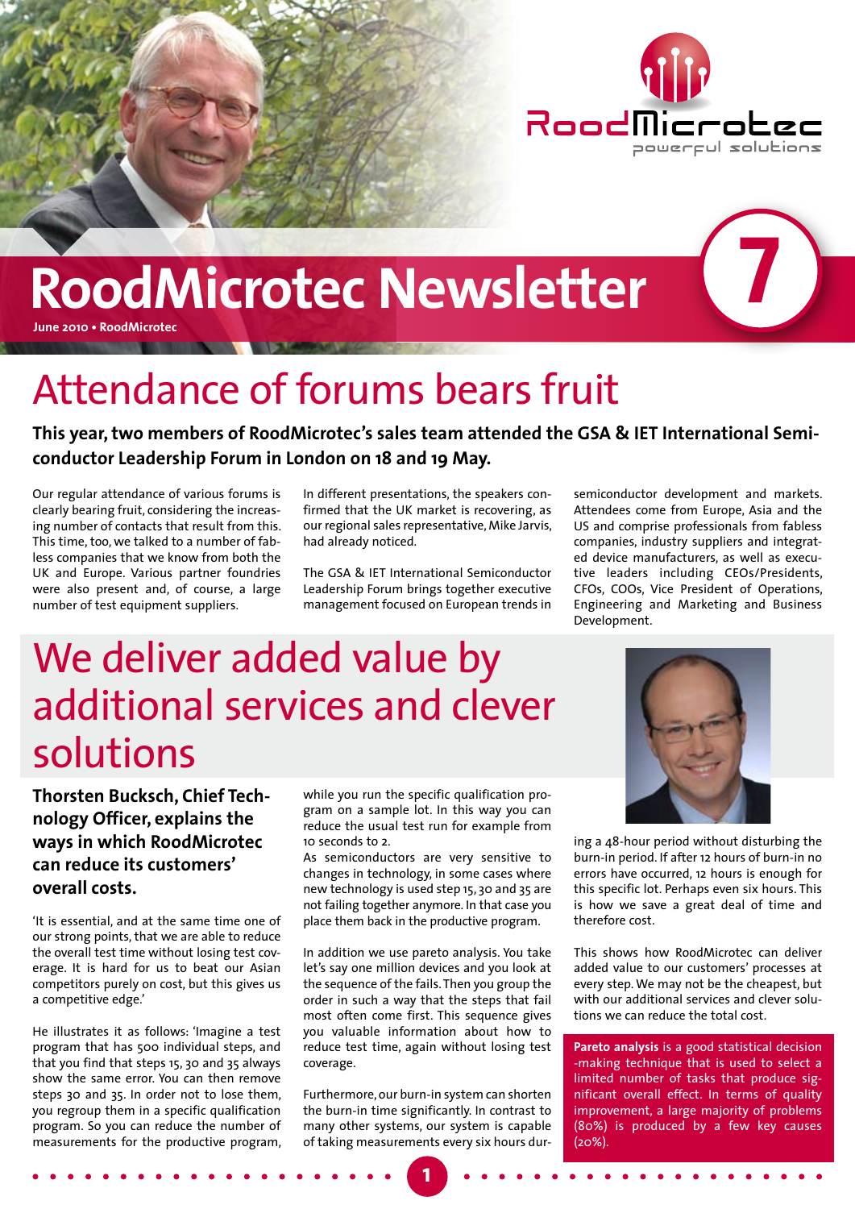# RoodMicrotec Newsletter 7

June 2010 • RoodMicrotec

## Attendance of forums bears fruit

**This year, two members of RoodMicrotec's sales team attended the GSA & IET International Semiconductor Leadership Forum in London on 18 and 19 May.**

Our regular attendance of various forums is clearly bearing fruit, considering the increasing number of contacts that result from this. This time, too, we talked to a number of fabless companies that we know from both the UK and Europe. Various partner foundries were also present and, of course, a large number of test equipment suppliers.

In different presentations, the speakers confirmed that the UK market is recovering, as our regional sales representative, Mike Jarvis, had already noticed.

The GSA & IET International Semiconductor Leadership Forum brings together executive management focused on European trends in semiconductor development and markets. Attendees come from Europe, Asia and the US and comprise professionals from fabless companies, industry suppliers and integrated device manufacturers, as well as executive leaders including CEOs/Presidents, CFOs, COOs, Vice President of Operations, Engineering and Marketing and Business Development.

## We deliver added value by additional services and clever solutions

**Thorsten Bucksch, Chief Technology Officer, explains the ways in which RoodMicrotec can reduce its customers' overall costs.**

'It is essential, and at the same time one of our strong points, that we are able to reduce the overall test time without losing test coverage. It is hard for us to beat our Asian competitors purely on cost, but this gives us a competitive edge.'

He illustrates it as follows: 'Imagine a test program that has 500 individual steps, and that you find that steps 15, 30 and 35 always show the same error. You can then remove steps 30 and 35. In order not to lose them, you regroup them in a specific qualification program. So you can reduce the number of measurements for the productive program, while you run the specific qualification program on a sample lot. In this way you can reduce the usual test run for example from 10 seconds to 2.

As semiconductors are very sensitive to changes in technology, in some cases where new technology is used step 15, 30 and 35 are not failing together anymore. In that case you place them back in the productive program.

In addition we use pareto analysis. You take let's say one million devices and you look at the sequence of the fails. Then you group the order in such a way that the steps that fail most often come first. This sequence gives you valuable information about how to reduce test time, again without losing test coverage.

Furthermore, our burn-in system can shorten the burn-in time significantly. In contrast to many other systems, our system is capable of taking measurements every six hours during a 48-hour period without disturbing the burn-in period. If after 12 hours of burn-in no errors have occurred, 12 hours is enough for this specific lot. Perhaps even six hours. This is how we save a great deal of time and therefore cost.

This shows how RoodMicrotec can deliver added value to our customers' processes at every step. We may not be the cheapest, but with our additional services and clever solutions we can reduce the total cost.

**Pareto analysis** is a good statistical decision-making technique that is used to select a limited number of tasks that produce significant overall effect. In terms of quality improvement, a large majority of problems (80%) is produced by a few key causes (20%).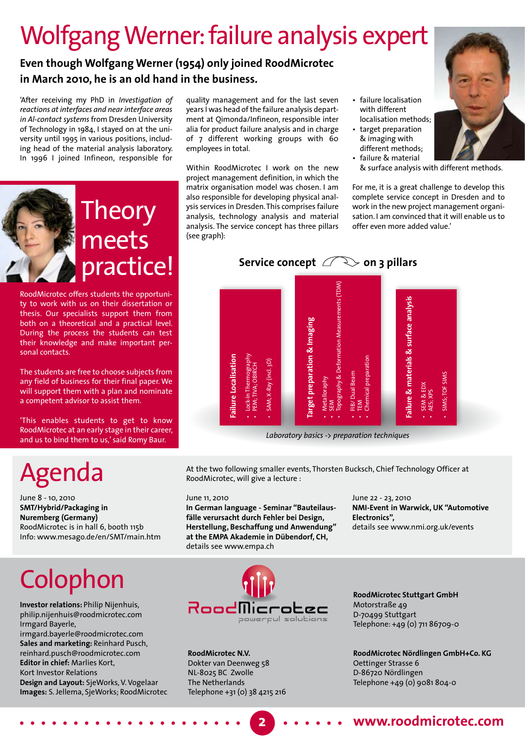# Wolfgang Werner: failure analysis expert

**Even though Wolfgang Werner (1954) only joined RoodMicrotec in March 2010, he is an old hand in the business.**

'After receiving my PhD in *Investigation of reactions at interfaces and near interface areas in Al-contact systems* from Dresden University of Technology in 1984, I stayed on at the university until 1995 in various positions, including head of the material analysis laboratory. In 1996 I joined Infineon, responsible for quality management and for the last seven years I was head of the failure analysis department at Qimonda/Infineon, responsible inter alia for product failure analysis and in charge of 7 different working groups with 60 employees in total.

Within RoodMicrotec I work on the new project management definition, in which the matrix organisation model was chosen. I am also responsible for developing physical analysis services in Dresden. This comprises failure analysis, technology analysis and material analysis. The service concept has three pillars (see graph):

- failure localisation with different localisation methods;
- target preparation & imaging with different methods;
- failure & material & surface analysis with different methods.

For me, it is a great challenge to develop this complete service concept in Dresden and to work in the new project management organisation. I am convinced that it will enable us to offer even more added value.'

**Service concept on 3 pillars**

**Failure Localisation**
- Lock-In Thermography
- PEM; TIVA; OBIRCH
- SAM; X-Ray (incl. 3D)

**Target preparation & Imaging**
- Metallorgraphy
- SEM
- Topography & Deformation Measurements (TDM)
- FIB / Dual Beam
- TEM
- Chemical preparation

**Failure & materials & surface analysis**
- SEM & EDX
- AES; XPS
- SIMS; TOF SIMS

*Laboratory basics -> preparation techniques*

## Theory meets practice!

RoodMicrotec offers students the opportunity to work with us on their dissertation or thesis. Our specialists support them from both on a theoretical and a practical level. During the process the students can test their knowledge and make important personal contacts.

The students are free to choose subjects from any field of business for their final paper. We will support them with a plan and nominate a competent advisor to assist them.

'This enables students to get to know RoodMicrotec at an early stage in their career, and us to bind them to us,' said Romy Baur.

# Agenda

June 8 - 10, 2010
**SMT/Hybrid/Packaging in Nuremberg (Germany)**
RoodMicrotec is in hall 6, booth 115b
Info: www.mesago.de/en/SMT/main.htm

At the two following smaller events, Thorsten Bucksch, Chief Technology Officer at RoodMicrotec, will give a lecture :

June 11, 2010
**In German language - Seminar "Bauteilausfälle verursacht durch Fehler bei Design, Herstellung, Beschaffung und Anwendung" at the EMPA Akademie in Dübendorf, CH,**
details see www.empa.ch

June 22 - 23, 2010
**NMI-Event in Warwick, UK "Automotive Electronics",**
details see www.nmi.org.uk/events

# Colophon

**Investor relations:** Philip Nijenhuis, philip.nijenhuis@roodmicrotec.com
Irmgard Bayerle, irmgard.bayerle@roodmicrotec.com
**Sales and marketing:** Reinhard Pusch, reinhard.pusch@roodmicrotec.com
**Editor in chief:** Marlies Kort, Kort Investor Relations
**Design and Layout:** SjeWorks, V. Vogelaar
**Images:** S. Jellema, SjeWorks; RoodMicrotec

RoodMicrotec
powerful solutions

**RoodMicrotec N.V.**
Dokter van Deenweg 58
NL-8025 BC Zwolle
The Netherlands
Telephone +31 (0) 38 4215 216

**RoodMicrotec Stuttgart GmbH**
Motorstraße 49
D-70499 Stuttgart
Telephone: +49 (0) 711 86709-0

**RoodMicrotec Nördlingen GmbH+Co. KG**
Oettinger Strasse 6
D-86720 Nördlingen
Telephone +49 (0) 9081 804-0

www.roodmicrotec.com